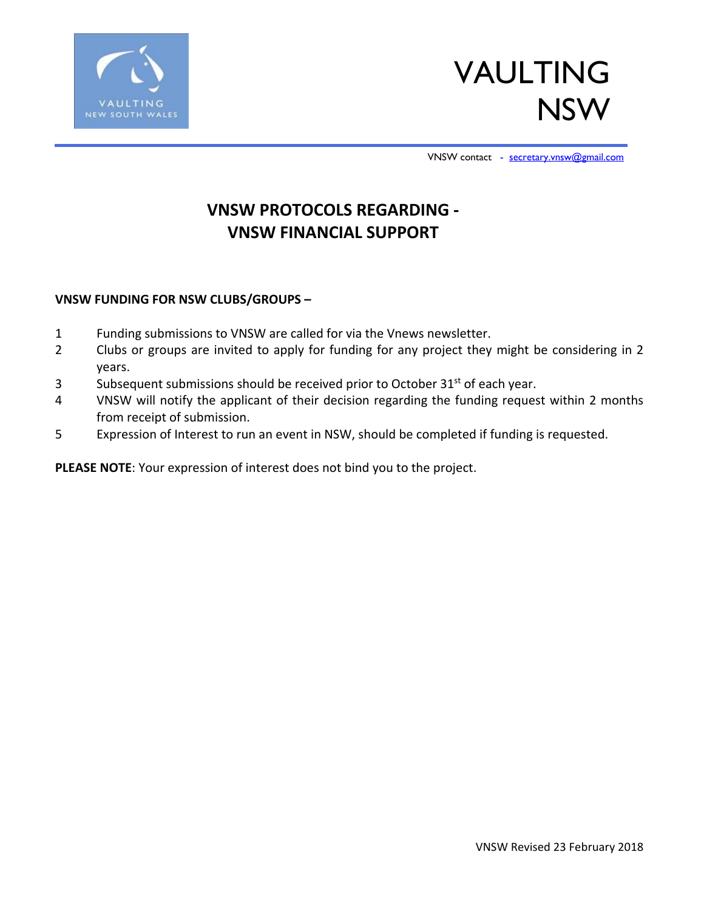# VAULTING NSW

VNSW contact - secretary.vnsw@gmail.com

## VNSW PROTOCOLS REGARDING - VNSW FINANCIAL SUPPORT

**VNSW FUNDING FOR NSW CLUBS/GROUPS –**

1. Funding submissions to VNSW are called for via the Vnews newsletter.
2. Clubs or groups are invited to apply for funding for any project they might be considering in 2 years.
3. Subsequent submissions should be received prior to October 31st of each year.
4. VNSW will notify the applicant of their decision regarding the funding request within 2 months from receipt of submission.
5. Expression of Interest to run an event in NSW, should be completed if funding is requested.

**PLEASE NOTE**: Your expression of interest does not bind you to the project.

VNSW Revised 23 February 2018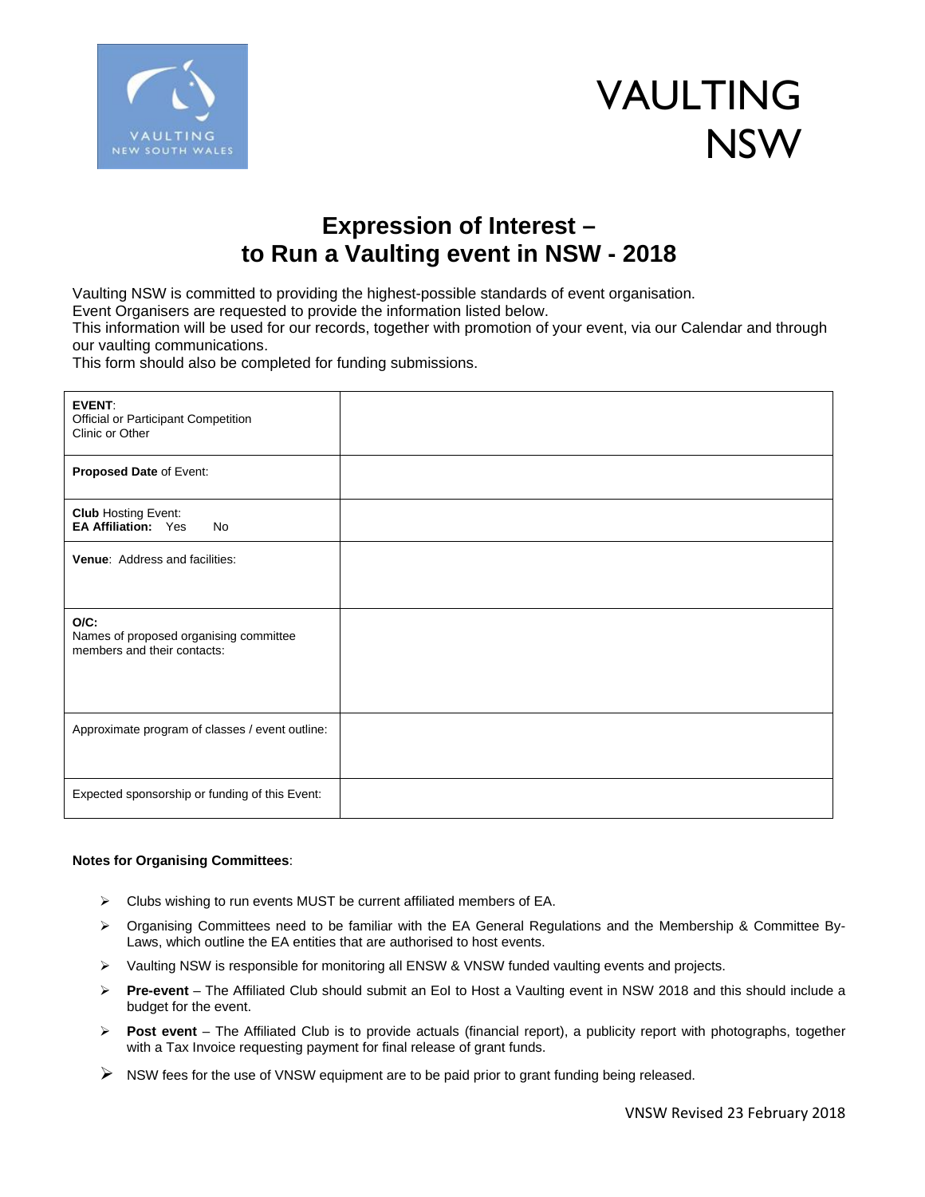VAULTING NEW SOUTH WALES

# VAULTING NSW

## Expression of Interest – to Run a Vaulting event in NSW - 2018

Vaulting NSW is committed to providing the highest-possible standards of event organisation.
Event Organisers are requested to provide the information listed below.
This information will be used for our records, together with promotion of your event, via our Calendar and through our vaulting communications.
This form should also be completed for funding submissions.

| | |
|---|---|
| **EVENT**:<br>Official or Participant Competition<br>Clinic or Other | |
| **Proposed Date** of Event: | |
| **Club** Hosting Event:<br>**EA Affiliation:** Yes No | |
| **Venue**: Address and facilities: | |
| **O/C:**<br>Names of proposed organising committee members and their contacts: | |
| Approximate program of classes / event outline: | |
| Expected sponsorship or funding of this Event: | |

**Notes for Organising Committees**:

- Clubs wishing to run events MUST be current affiliated members of EA.
- Organising Committees need to be familiar with the EA General Regulations and the Membership & Committee By-Laws, which outline the EA entities that are authorised to host events.
- Vaulting NSW is responsible for monitoring all ENSW & VNSW funded vaulting events and projects.
- **Pre-event** – The Affiliated Club should submit an EoI to Host a Vaulting event in NSW 2018 and this should include a budget for the event.
- **Post event** – The Affiliated Club is to provide actuals (financial report), a publicity report with photographs, together with a Tax Invoice requesting payment for final release of grant funds.
- NSW fees for the use of VNSW equipment are to be paid prior to grant funding being released.

VNSW Revised 23 February 2018